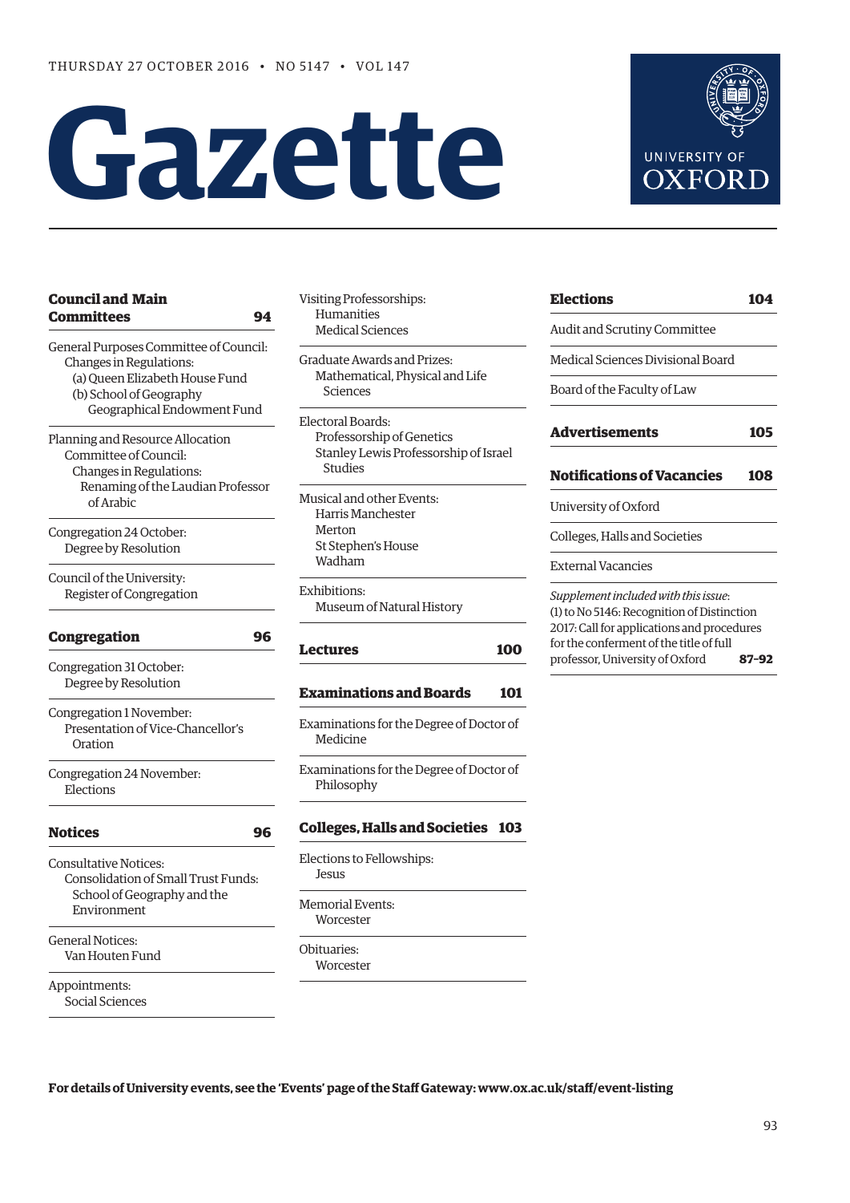THURSDAY 27 OCTOBER 2016 • NO 5147 • VOL 147

# Gazette

UNIVERSITY OF OXFORD

## Council and Main Committees — 94

General Purposes Committee of Council:
- Changes in Regulations:
  - (a) Queen Elizabeth House Fund
  - (b) School of Geography Geographical Endowment Fund

Planning and Resource Allocation Committee of Council:
- Changes in Regulations:
  - Renaming of the Laudian Professor of Arabic

Congregation 24 October:
- Degree by Resolution

Council of the University:
- Register of Congregation

## Congregation — 96

Congregation 31 October:
- Degree by Resolution

Congregation 1 November:
- Presentation of Vice-Chancellor's Oration

Congregation 24 November:
- Elections

## Notices — 96

Consultative Notices:
- Consolidation of Small Trust Funds:
  - School of Geography and the Environment

General Notices:
- Van Houten Fund

Appointments:
- Social Sciences

Visiting Professorships:
- Humanities
- Medical Sciences

Graduate Awards and Prizes:
- Mathematical, Physical and Life Sciences

Electoral Boards:
- Professorship of Genetics
- Stanley Lewis Professorship of Israel Studies

Musical and other Events:
- Harris Manchester
- Merton
- St Stephen's House
- Wadham

Exhibitions:
- Museum of Natural History

## Lectures — 100

## Examinations and Boards — 101

Examinations for the Degree of Doctor of Medicine

Examinations for the Degree of Doctor of Philosophy

## Colleges, Halls and Societies — 103

Elections to Fellowships:
- Jesus

Memorial Events:
- Worcester

Obituaries:
- Worcester

## Elections — 104

Audit and Scrutiny Committee

Medical Sciences Divisional Board

Board of the Faculty of Law

## Advertisements — 105

## Notifications of Vacancies — 108

University of Oxford

Colleges, Halls and Societies

External Vacancies

*Supplement included with this issue*:
(1) to No 5146: Recognition of Distinction 2017: Call for applications and procedures for the conferment of the title of full professor, University of Oxford — **87–92**

**For details of University events, see the 'Events' page of the Staff Gateway: www.ox.ac.uk/staff/event-listing**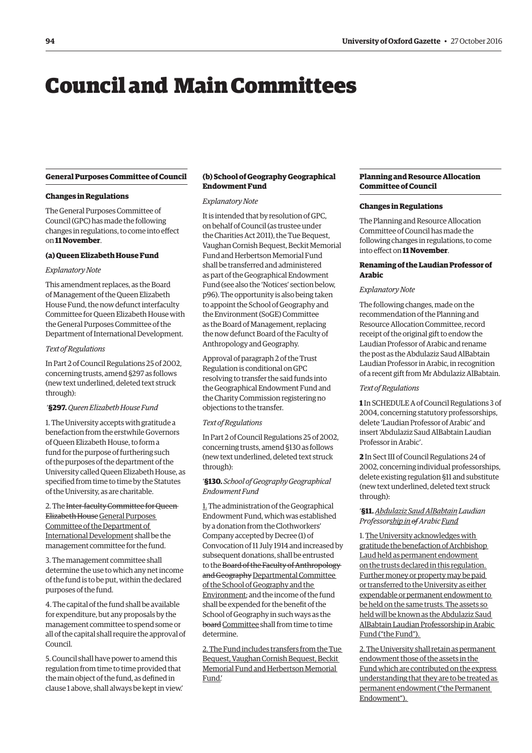# Council and Main Committees

## General Purposes Committee of Council

### Changes in Regulations

The General Purposes Committee of Council (GPC) has made the following changes in regulations, to come into effect on **11 November**.

#### (a) Queen Elizabeth House Fund

*Explanatory Note*

This amendment replaces, as the Board of Management of the Queen Elizabeth House Fund, the now defunct interfaculty Committee for Queen Elizabeth House with the General Purposes Committee of the Department of International Development.

*Text of Regulations*

In Part 2 of Council Regulations 25 of 2002, concerning trusts, amend §297 as follows (new text underlined, deleted text struck through):

'**§297.** *Queen Elizabeth House Fund*

1. The University accepts with gratitude a benefaction from the erstwhile Governors of Queen Elizabeth House, to form a fund for the purpose of furthering such of the purposes of the department of the University called Queen Elizabeth House, as specified from time to time by the Statutes of the University, as are charitable.

2. The ~~Inter-faculty Committee for Queen Elizabeth House~~ <u>General Purposes Committee of the Department of International Development</u> shall be the management committee for the fund.

3. The management committee shall determine the use to which any net income of the fund is to be put, within the declared purposes of the fund.

4. The capital of the fund shall be available for expenditure, but any proposals by the management committee to spend some or all of the capital shall require the approval of Council.

5. Council shall have power to amend this regulation from time to time provided that the main object of the fund, as defined in clause 1 above, shall always be kept in view.'

#### (b) School of Geography Geographical Endowment Fund

*Explanatory Note*

It is intended that by resolution of GPC, on behalf of Council (as trustee under the Charities Act 2011), the Tue Bequest, Vaughan Cornish Bequest, Beckit Memorial Fund and Herbertson Memorial Fund shall be transferred and administered as part of the Geographical Endowment Fund (see also the 'Notices' section below, p96). The opportunity is also being taken to appoint the School of Geography and the Environment (SoGE) Committee as the Board of Management, replacing the now defunct Board of the Faculty of Anthropology and Geography.

Approval of paragraph 2 of the Trust Regulation is conditional on GPC resolving to transfer the said funds into the Geographical Endowment Fund and the Charity Commission registering no objections to the transfer.

*Text of Regulations*

In Part 2 of Council Regulations 25 of 2002, concerning trusts, amend §130 as follows (new text underlined, deleted text struck through):

'**§130.** *School of Geography Geographical Endowment Fund*

<u>1.</u> The administration of the Geographical Endowment Fund, which was established by a donation from the Clothworkers' Company accepted by Decree (1) of Convocation of 11 July 1914 and increased by subsequent donations, shall be entrusted to the ~~Board of the Faculty of Anthropology and Geography~~ <u>Departmental Committee of the School of Geography and the Environment</u>; and the income of the fund shall be expended for the benefit of the School of Geography in such ways as the ~~board~~ <u>Committee</u> shall from time to time determine.

<u>2. The Fund includes transfers from the Tue Bequest, Vaughan Cornish Bequest, Beckit Memorial Fund and Herbertson Memorial Fund.</u>'

## Planning and Resource Allocation Committee of Council

### Changes in Regulations

The Planning and Resource Allocation Committee of Council has made the following changes in regulations, to come into effect on **11 November**.

#### Renaming of the Laudian Professor of Arabic

*Explanatory Note*

The following changes, made on the recommendation of the Planning and Resource Allocation Committee, record receipt of the original gift to endow the Laudian Professor of Arabic and rename the post as the Abdulaziz Saud AlBabtain Laudian Professor in Arabic, in recognition of a recent gift from Mr Abdulaziz AlBabtain.

*Text of Regulations*

**1** In SCHEDULE A of Council Regulations 3 of 2004, concerning statutory professorships, delete 'Laudian Professor of Arabic' and insert 'Abdulaziz Saud AlBabtain Laudian Professor in Arabic'.

**2** In Sect III of Council Regulations 24 of 2002, concerning individual professorships, delete existing regulation §11 and substitute (new text underlined, deleted text struck through):

'**§11.** *<u>Abdulaziz Saud AlBabtain</u> Laudian Professor<u>ship in</u> ~~of~~ Arabic <u>Fund</u>*

1. <u>The University acknowledges with gratitude the benefaction of Archbishop Laud held as permanent endowment on the trusts declared in this regulation. Further money or property may be paid or transferred to the University as either expendable or permanent endowment to be held on the same trusts. The assets so held will be known as the Abdulaziz Saud AlBabtain Laudian Professorship in Arabic Fund ("the Fund").</u>

<u>2. The University shall retain as permanent endowment those of the assets in the Fund which are contributed on the express understanding that they are to be treated as permanent endowment ("the Permanent Endowment").</u>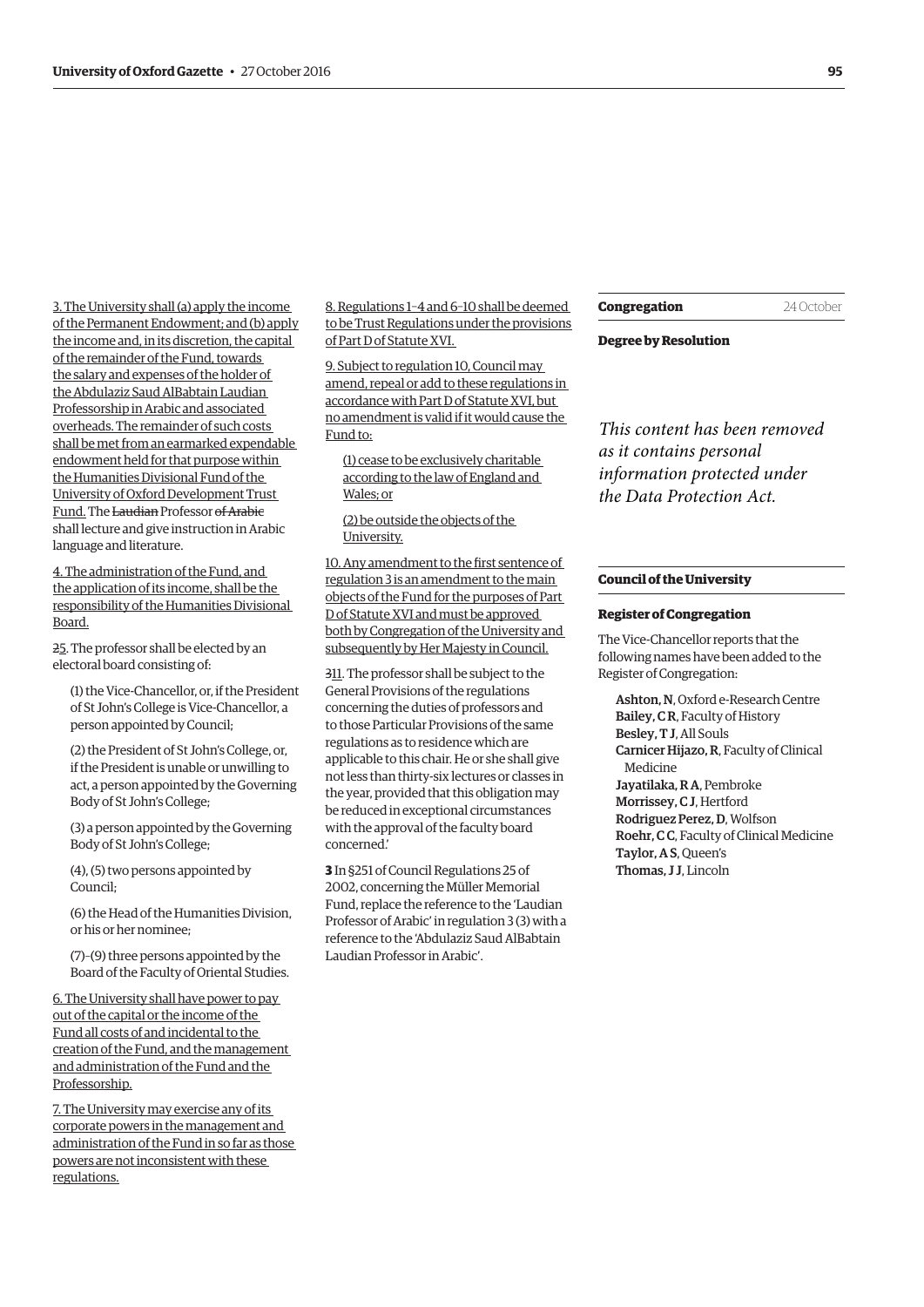3. The University shall (a) apply the income of the Permanent Endowment; and (b) apply the income and, in its discretion, the capital of the remainder of the Fund, towards the salary and expenses of the holder of the Abdulaziz Saud AlBabtain Laudian Professorship in Arabic and associated overheads. The remainder of such costs shall be met from an earmarked expendable endowment held for that purpose within the Humanities Divisional Fund of the University of Oxford Development Trust Fund. The ~~Laudian~~ Professor ~~of Arabic~~ shall lecture and give instruction in Arabic language and literature.

4. The administration of the Fund, and the application of its income, shall be the responsibility of the Humanities Divisional Board.

~~2~~5. The professor shall be elected by an electoral board consisting of:

(1) the Vice-Chancellor, or, if the President of St John's College is Vice-Chancellor, a person appointed by Council;

(2) the President of St John's College, or, if the President is unable or unwilling to act, a person appointed by the Governing Body of St John's College;

(3) a person appointed by the Governing Body of St John's College;

(4), (5) two persons appointed by Council;

(6) the Head of the Humanities Division, or his or her nominee;

(7)–(9) three persons appointed by the Board of the Faculty of Oriental Studies.

6. The University shall have power to pay out of the capital or the income of the Fund all costs of and incidental to the creation of the Fund, and the management and administration of the Fund and the Professorship.

7. The University may exercise any of its corporate powers in the management and administration of the Fund in so far as those powers are not inconsistent with these regulations.

8. Regulations 1–4 and 6–10 shall be deemed to be Trust Regulations under the provisions of Part D of Statute XVI.

9. Subject to regulation 10, Council may amend, repeal or add to these regulations in accordance with Part D of Statute XVI, but no amendment is valid if it would cause the Fund to:

(1) cease to be exclusively charitable according to the law of England and Wales; or

(2) be outside the objects of the University.

10. Any amendment to the first sentence of regulation 3 is an amendment to the main objects of the Fund for the purposes of Part D of Statute XVI and must be approved both by Congregation of the University and subsequently by Her Majesty in Council.

~~3~~11. The professor shall be subject to the General Provisions of the regulations concerning the duties of professors and to those Particular Provisions of the same regulations as to residence which are applicable to this chair. He or she shall give not less than thirty-six lectures or classes in the year, provided that this obligation may be reduced in exceptional circumstances with the approval of the faculty board concerned.'

**3** In §251 of Council Regulations 25 of 2002, concerning the Müller Memorial Fund, replace the reference to the 'Laudian Professor of Arabic' in regulation 3 (3) with a reference to the 'Abdulaziz Saud AlBabtain Laudian Professor in Arabic'.

## Congregation 24 October

### Degree by Resolution

*This content has been removed as it contains personal information protected under the Data Protection Act.*

## Council of the University

### Register of Congregation

The Vice-Chancellor reports that the following names have been added to the Register of Congregation:

**Ashton, N**, Oxford e-Research Centre
**Bailey, C R**, Faculty of History
**Besley, T J**, All Souls
**Carnicer Hijazo, R**, Faculty of Clinical Medicine
**Jayatilaka, R A**, Pembroke
**Morrissey, C J**, Hertford
**Rodriguez Perez, D**, Wolfson
**Roehr, C C**, Faculty of Clinical Medicine
**Taylor, A S**, Queen's
**Thomas, J J**, Lincoln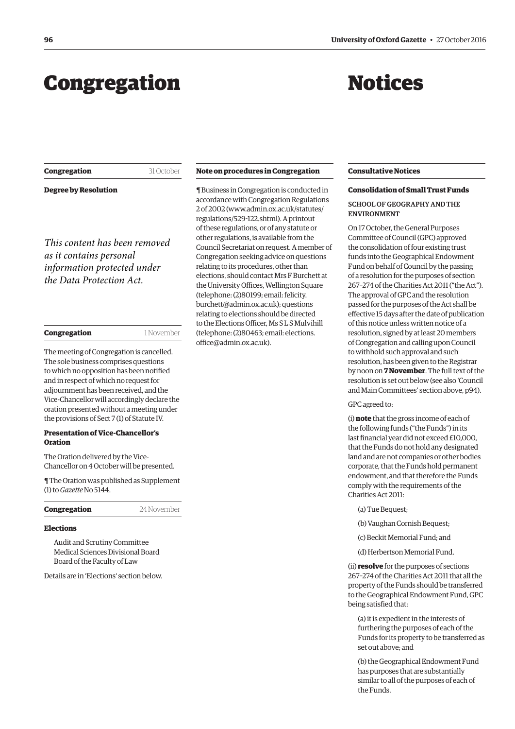# Congregation

## Congregation — 31 October

### Degree by Resolution

*This content has been removed as it contains personal information protected under the Data Protection Act.*

## Congregation — 1 November

The meeting of Congregation is cancelled. The sole business comprises questions to which no opposition has been notified and in respect of which no request for adjournment has been received, and the Vice-Chancellor will accordingly declare the oration presented without a meeting under the provisions of Sect 7 (1) of Statute IV.

### Presentation of Vice-Chancellor's Oration

The Oration delivered by the Vice-Chancellor on 4 October will be presented.

¶ The Oration was published as Supplement (1) to *Gazette* No 5144.

## Congregation — 24 November

### Elections

Audit and Scrutiny Committee
Medical Sciences Divisional Board
Board of the Faculty of Law

Details are in 'Elections' section below.

## Note on procedures in Congregation

¶ Business in Congregation is conducted in accordance with Congregation Regulations 2 of 2002 (www.admin.ox.ac.uk/statutes/regulations/529-122.shtml). A printout of these regulations, or of any statute or other regulations, is available from the Council Secretariat on request. A member of Congregation seeking advice on questions relating to its procedures, other than elections, should contact Mrs F Burchett at the University Offices, Wellington Square (telephone: (2)80199; email: felicity.burchett@admin.ox.ac.uk); questions relating to elections should be directed to the Elections Officer, Ms S L S Mulvihill (telephone: (2)80463; email: elections.office@admin.ox.ac.uk).

# Notices

## Consultative Notices

### Consolidation of Small Trust Funds

#### SCHOOL OF GEOGRAPHY AND THE ENVIRONMENT

On 17 October, the General Purposes Committee of Council (GPC) approved the consolidation of four existing trust funds into the Geographical Endowment Fund on behalf of Council by the passing of a resolution for the purposes of section 267–274 of the Charities Act 2011 ("the Act"). The approval of GPC and the resolution passed for the purposes of the Act shall be effective 15 days after the date of publication of this notice unless written notice of a resolution, signed by at least 20 members of Congregation and calling upon Council to withhold such approval and such resolution, has been given to the Registrar by noon on **7 November**. The full text of the resolution is set out below (see also 'Council and Main Committees' section above, p94).

GPC agreed to:

(i) **note** that the gross income of each of the following funds ("the Funds") in its last financial year did not exceed £10,000, that the Funds do not hold any designated land and are not companies or other bodies corporate, that the Funds hold permanent endowment, and that therefore the Funds comply with the requirements of the Charities Act 2011:

(a) Tue Bequest;

(b) Vaughan Cornish Bequest;

(c) Beckit Memorial Fund; and

(d) Herbertson Memorial Fund.

(ii) **resolve** for the purposes of sections 267–274 of the Charities Act 2011 that all the property of the Funds should be transferred to the Geographical Endowment Fund, GPC being satisfied that:

(a) it is expedient in the interests of furthering the purposes of each of the Funds for its property to be transferred as set out above; and

(b) the Geographical Endowment Fund has purposes that are substantially similar to all of the purposes of each of the Funds.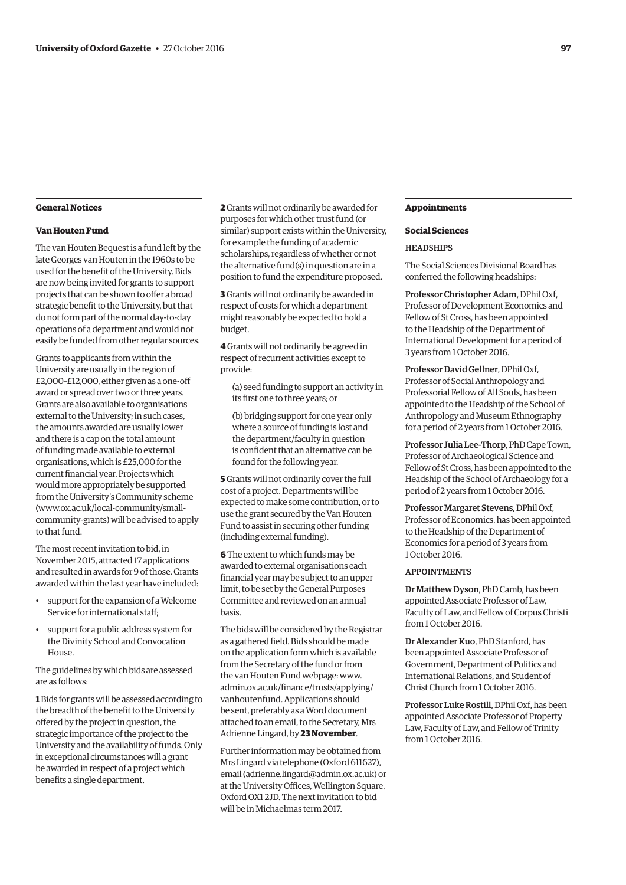## General Notices

### Van Houten Fund

The van Houten Bequest is a fund left by the late Georges van Houten in the 1960s to be used for the benefit of the University. Bids are now being invited for grants to support projects that can be shown to offer a broad strategic benefit to the University, but that do not form part of the normal day-to-day operations of a department and would not easily be funded from other regular sources.

Grants to applicants from within the University are usually in the region of £2,000–£12,000, either given as a one-off award or spread over two or three years. Grants are also available to organisations external to the University; in such cases, the amounts awarded are usually lower and there is a cap on the total amount of funding made available to external organisations, which is £25,000 for the current financial year. Projects which would more appropriately be supported from the University's Community scheme (www.ox.ac.uk/local-community/small-community-grants) will be advised to apply to that fund.

The most recent invitation to bid, in November 2015, attracted 17 applications and resulted in awards for 9 of those. Grants awarded within the last year have included:

- support for the expansion of a Welcome Service for international staff;
- support for a public address system for the Divinity School and Convocation House.

The guidelines by which bids are assessed are as follows:

**1** Bids for grants will be assessed according to the breadth of the benefit to the University offered by the project in question, the strategic importance of the project to the University and the availability of funds. Only in exceptional circumstances will a grant be awarded in respect of a project which benefits a single department.

**2** Grants will not ordinarily be awarded for purposes for which other trust fund (or similar) support exists within the University, for example the funding of academic scholarships, regardless of whether or not the alternative fund(s) in question are in a position to fund the expenditure proposed.

**3** Grants will not ordinarily be awarded in respect of costs for which a department might reasonably be expected to hold a budget.

**4** Grants will not ordinarily be agreed in respect of recurrent activities except to provide:

(a) seed funding to support an activity in its first one to three years; or

(b) bridging support for one year only where a source of funding is lost and the department/faculty in question is confident that an alternative can be found for the following year.

**5** Grants will not ordinarily cover the full cost of a project. Departments will be expected to make some contribution, or to use the grant secured by the Van Houten Fund to assist in securing other funding (including external funding).

**6** The extent to which funds may be awarded to external organisations each financial year may be subject to an upper limit, to be set by the General Purposes Committee and reviewed on an annual basis.

The bids will be considered by the Registrar as a gathered field. Bids should be made on the application form which is available from the Secretary of the fund or from the van Houten Fund webpage: www.admin.ox.ac.uk/finance/trusts/applying/vanhoutenfund. Applications should be sent, preferably as a Word document attached to an email, to the Secretary, Mrs Adrienne Lingard, by **23 November**.

Further information may be obtained from Mrs Lingard via telephone (Oxford 611627), email (adrienne.lingard@admin.ox.ac.uk) or at the University Offices, Wellington Square, Oxford OX1 2JD. The next invitation to bid will be in Michaelmas term 2017.

## Appointments

### Social Sciences

HEADSHIPS

The Social Sciences Divisional Board has conferred the following headships:

Professor Christopher Adam, DPhil Oxf, Professor of Development Economics and Fellow of St Cross, has been appointed to the Headship of the Department of International Development for a period of 3 years from 1 October 2016.

Professor David Gellner, DPhil Oxf, Professor of Social Anthropology and Professorial Fellow of All Souls, has been appointed to the Headship of the School of Anthropology and Museum Ethnography for a period of 2 years from 1 October 2016.

Professor Julia Lee-Thorp, PhD Cape Town, Professor of Archaeological Science and Fellow of St Cross, has been appointed to the Headship of the School of Archaeology for a period of 2 years from 1 October 2016.

Professor Margaret Stevens, DPhil Oxf, Professor of Economics, has been appointed to the Headship of the Department of Economics for a period of 3 years from 1 October 2016.

APPOINTMENTS

Dr Matthew Dyson, PhD Camb, has been appointed Associate Professor of Law, Faculty of Law, and Fellow of Corpus Christi from 1 October 2016.

Dr Alexander Kuo, PhD Stanford, has been appointed Associate Professor of Government, Department of Politics and International Relations, and Student of Christ Church from 1 October 2016.

Professor Luke Rostill, DPhil Oxf, has been appointed Associate Professor of Property Law, Faculty of Law, and Fellow of Trinity from 1 October 2016.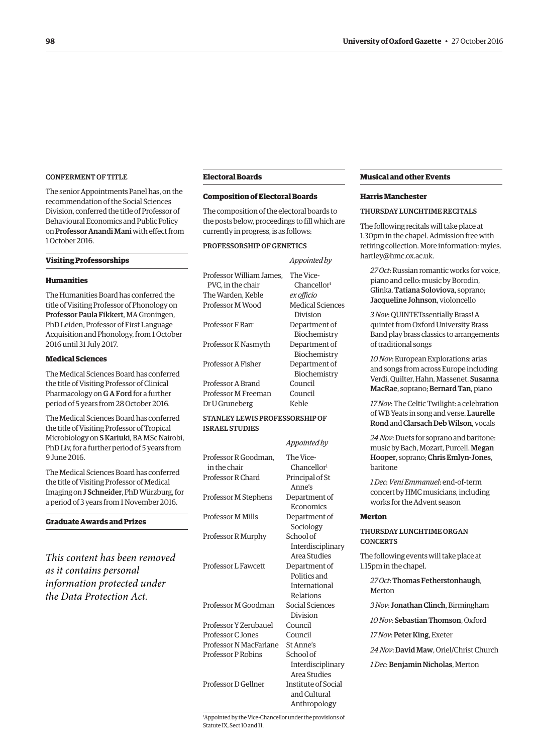CONFERMENT OF TITLE

The senior Appointments Panel has, on the recommendation of the Social Sciences Division, conferred the title of Professor of Behavioural Economics and Public Policy on **Professor Anandi Mani** with effect from 1 October 2016.

## Visiting Professorships

### Humanities

The Humanities Board has conferred the title of Visiting Professor of Phonology on **Professor Paula Fikkert**, MA Groningen, PhD Leiden, Professor of First Language Acquisition and Phonology, from 1 October 2016 until 31 July 2017.

### Medical Sciences

The Medical Sciences Board has conferred the title of Visiting Professor of Clinical Pharmacology on **G A Ford** for a further period of 5 years from 28 October 2016.

The Medical Sciences Board has conferred the title of Visiting Professor of Tropical Microbiology on **S Kariuki**, BA MSc Nairobi, PhD Liv, for a further period of 5 years from 9 June 2016.

The Medical Sciences Board has conferred the title of Visiting Professor of Medical Imaging on **J Schneider**, PhD Würzburg, for a period of 3 years from 1 November 2016.

## Graduate Awards and Prizes

*This content has been removed as it contains personal information protected under the Data Protection Act.*

## Electoral Boards

### Composition of Electoral Boards

The composition of the electoral boards to the posts below, proceedings to fill which are currently in progress, is as follows:

PROFESSORSHIP OF GENETICS

| | *Appointed by* |
|---|---|
| Professor William James, PVC, in the chair | The Vice-Chancellor[1] |
| The Warden, Keble | *ex officio* |
| Professor M Wood | Medical Sciences Division |
| Professor F Barr | Department of Biochemistry |
| Professor K Nasmyth | Department of Biochemistry |
| Professor A Fisher | Department of Biochemistry |
| Professor A Brand | Council |
| Professor M Freeman | Council |
| Dr U Gruneberg | Keble |

STANLEY LEWIS PROFESSORSHIP OF ISRAEL STUDIES

| | *Appointed by* |
|---|---|
| Professor R Goodman, in the chair | The Vice-Chancellor[1] |
| Professor R Chard | Principal of St Anne's |
| Professor M Stephens | Department of Economics |
| Professor M Mills | Department of Sociology |
| Professor R Murphy | School of Interdisciplinary Area Studies |
| Professor L Fawcett | Department of Politics and International Relations |
| Professor M Goodman | Social Sciences Division |
| Professor Y Zerubavel | Council |
| Professor C Jones | Council |
| Professor N MacFarlane | St Anne's |
| Professor P Robins | School of Interdisciplinary Area Studies |
| Professor D Gellner | Institute of Social and Cultural Anthropology |

[1]Appointed by the Vice-Chancellor under the provisions of Statute IX, Sect 10 and 11.

## Musical and other Events

### Harris Manchester

THURSDAY LUNCHTIME RECITALS

The following recitals will take place at 1.30pm in the chapel. Admission free with retiring collection. More information: myles.hartley@hmc.ox.ac.uk.

*27 Oct*: Russian romantic works for voice, piano and cello: music by Borodin, Glinka. **Tatiana Soloviova**, soprano; **Jacqueline Johnson**, violoncello

*3 Nov*: QUINTETssentially Brass! A quintet from Oxford University Brass Band play brass classics to arrangements of traditional songs

*10 Nov*: European Explorations: arias and songs from across Europe including Verdi, Quilter, Hahn, Massenet. **Susanna MacRae**, soprano; **Bernard Tan**, piano

*17 Nov*: The Celtic Twilight: a celebration of WB Yeats in song and verse. **Laurelle Rond** and **Clarsach Deb Wilson**, vocals

*24 Nov*: Duets for soprano and baritone: music by Bach, Mozart, Purcell. **Megan Hooper**, soprano; **Chris Emlyn-Jones**, baritone

*1 Dec*: *Veni Emmanuel*: end-of-term concert by HMC musicians, including works for the Advent season

### Merton

THURSDAY LUNCHTIME ORGAN CONCERTS

The following events will take place at 1.15pm in the chapel.

*27 Oct*: **Thomas Fetherstonhaugh**, Merton

*3 Nov*: **Jonathan Clinch**, Birmingham

*10 Nov*: **Sebastian Thomson**, Oxford

*17 Nov*: **Peter King**, Exeter

*24 Nov*: **David Maw**, Oriel/Christ Church

*1 Dec*: **Benjamin Nicholas**, Merton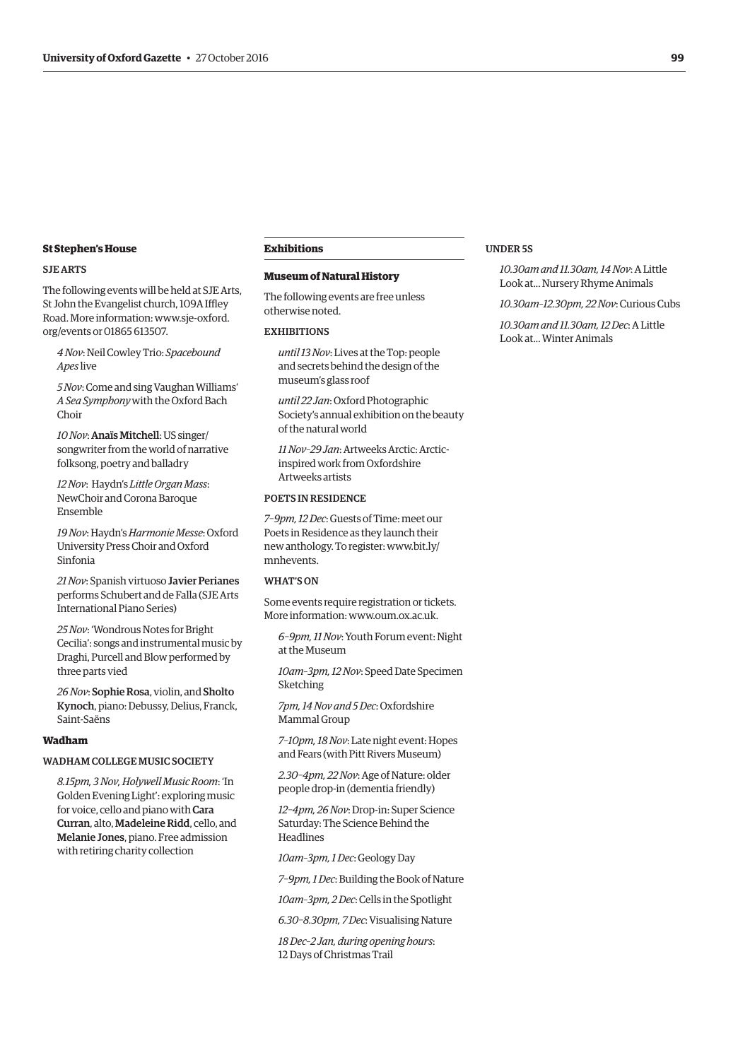### St Stephen's House

#### SJE ARTS

The following events will be held at SJE Arts, St John the Evangelist church, 109A Iffley Road. More information: www.sje-oxford.org/events or 01865 613507.

*4 Nov*: Neil Cowley Trio: *Spacebound Apes* live

*5 Nov*: Come and sing Vaughan Williams' *A Sea Symphony* with the Oxford Bach Choir

*10 Nov*: **Anaïs Mitchell**: US singer/songwriter from the world of narrative folksong, poetry and balladry

*12 Nov*: Haydn's *Little Organ Mass*: NewChoir and Corona Baroque Ensemble

*19 Nov*: Haydn's *Harmonie Messe*: Oxford University Press Choir and Oxford Sinfonia

*21 Nov*: Spanish virtuoso **Javier Perianes** performs Schubert and de Falla (SJE Arts International Piano Series)

*25 Nov*: 'Wondrous Notes for Bright Cecilia': songs and instrumental music by Draghi, Purcell and Blow performed by three parts vied

*26 Nov*: **Sophie Rosa**, violin, and **Sholto Kynoch**, piano: Debussy, Delius, Franck, Saint-Saëns

### Wadham

#### WADHAM COLLEGE MUSIC SOCIETY

*8.15pm, 3 Nov, Holywell Music Room*: 'In Golden Evening Light': exploring music for voice, cello and piano with **Cara Curran**, alto, **Madeleine Ridd**, cello, and **Melanie Jones**, piano. Free admission with retiring charity collection

## Exhibitions

### Museum of Natural History

The following events are free unless otherwise noted.

#### EXHIBITIONS

*until 13 Nov*: Lives at the Top: people and secrets behind the design of the museum's glass roof

*until 22 Jan*: Oxford Photographic Society's annual exhibition on the beauty of the natural world

*11 Nov–29 Jan*: Artweeks Arctic: Arctic-inspired work from Oxfordshire Artweeks artists

#### POETS IN RESIDENCE

*7–9pm, 12 Dec*: Guests of Time: meet our Poets in Residence as they launch their new anthology. To register: www.bit.ly/mnhevents.

#### WHAT'S ON

Some events require registration or tickets. More information: www.oum.ox.ac.uk.

*6–9pm, 11 Nov*: Youth Forum event: Night at the Museum

*10am–3pm, 12 Nov*: Speed Date Specimen Sketching

*7pm, 14 Nov and 5 Dec*: Oxfordshire Mammal Group

*7–10pm, 18 Nov*: Late night event: Hopes and Fears (with Pitt Rivers Museum)

*2.30–4pm, 22 Nov*: Age of Nature: older people drop-in (dementia friendly)

*12–4pm, 26 Nov*: Drop-in: Super Science Saturday: The Science Behind the Headlines

*10am–3pm, 1 Dec*: Geology Day

*7–9pm, 1 Dec*: Building the Book of Nature

*10am–3pm, 2 Dec*: Cells in the Spotlight

*6.30–8.30pm, 7 Dec*: Visualising Nature

*18 Dec–2 Jan, during opening hours*: 12 Days of Christmas Trail

#### UNDER 5S

*10.30am and 11.30am, 14 Nov*: A Little Look at… Nursery Rhyme Animals

*10.30am–12.30pm, 22 Nov*: Curious Cubs

*10.30am and 11.30am, 12 Dec*: A Little Look at… Winter Animals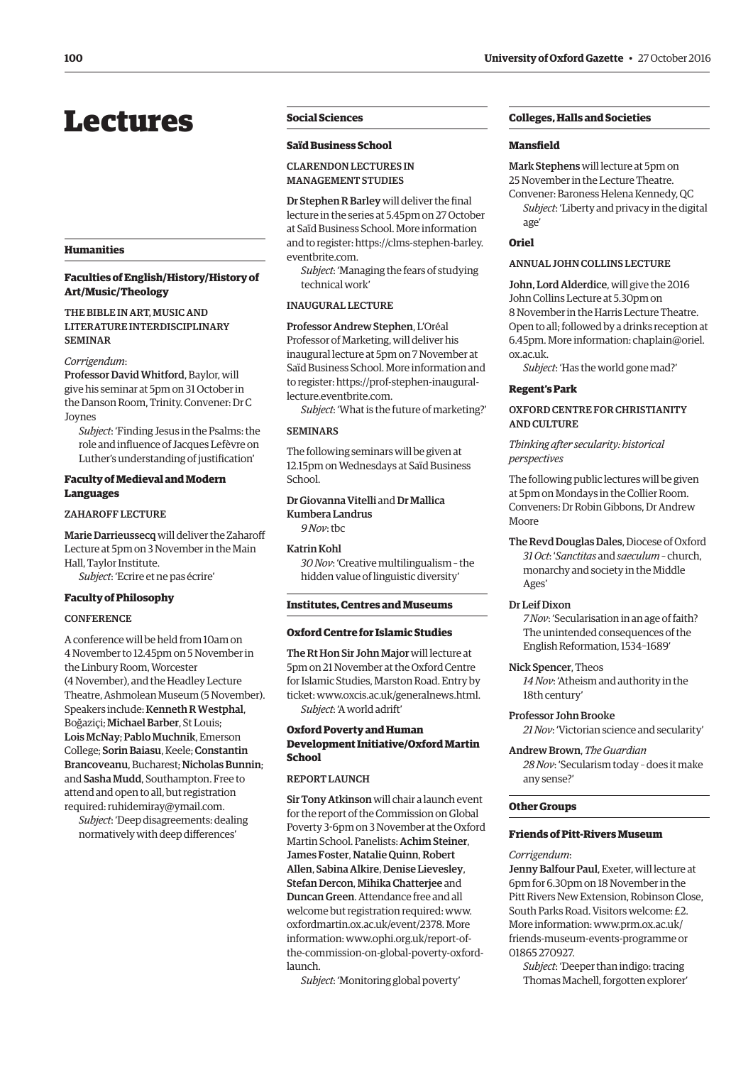# Lectures

## Humanities

### Faculties of English/History/History of Art/Music/Theology

THE BIBLE IN ART, MUSIC AND LITERATURE INTERDISCIPLINARY SEMINAR

*Corrigendum*:

**Professor David Whitford**, Baylor, will give his seminar at 5pm on 31 October in the Danson Room, Trinity. Convener: Dr C Joynes

*Subject*: 'Finding Jesus in the Psalms: the role and influence of Jacques Lefèvre on Luther's understanding of justification'

### Faculty of Medieval and Modern Languages

ZAHAROFF LECTURE

**Marie Darrieussecq** will deliver the Zaharoff Lecture at 5pm on 3 November in the Main Hall, Taylor Institute.

*Subject*: 'Ecrire et ne pas écrire'

### Faculty of Philosophy

CONFERENCE

A conference will be held from 10am on 4 November to 12.45pm on 5 November in the Linbury Room, Worcester (4 November), and the Headley Lecture Theatre, Ashmolean Museum (5 November). Speakers include: **Kenneth R Westphal**, Boğaziçi; **Michael Barber**, St Louis; **Lois McNay**; **Pablo Muchnik**, Emerson College; **Sorin Baiasu**, Keele; **Constantin Brancoveanu**, Bucharest; **Nicholas Bunnin**; and **Sasha Mudd**, Southampton. Free to attend and open to all, but registration required: ruhidemiray@ymail.com.

*Subject*: 'Deep disagreements: dealing normatively with deep differences'

## Social Sciences

### Saïd Business School

CLARENDON LECTURES IN MANAGEMENT STUDIES

**Dr Stephen R Barley** will deliver the final lecture in the series at 5.45pm on 27 October at Saïd Business School. More information and to register: https://clms-stephen-barley.eventbrite.com.

*Subject*: 'Managing the fears of studying technical work'

INAUGURAL LECTURE

**Professor Andrew Stephen**, L'Oréal Professor of Marketing, will deliver his inaugural lecture at 5pm on 7 November at Saïd Business School. More information and to register: https://prof-stephen-inaugural-lecture.eventbrite.com.

*Subject*: 'What is the future of marketing?'

SEMINARS

The following seminars will be given at 12.15pm on Wednesdays at Saïd Business School.

**Dr Giovanna Vitelli** and **Dr Mallica Kumbera Landrus**
*9 Nov*: tbc

**Katrin Kohl**
*30 Nov*: 'Creative multilingualism – the hidden value of linguistic diversity'

## Institutes, Centres and Museums

### Oxford Centre for Islamic Studies

**The Rt Hon Sir John Major** will lecture at 5pm on 21 November at the Oxford Centre for Islamic Studies, Marston Road. Entry by ticket: www.oxcis.ac.uk/generalnews.html.

*Subject*: 'A world adrift'

### Oxford Poverty and Human Development Initiative/Oxford Martin School

REPORT LAUNCH

**Sir Tony Atkinson** will chair a launch event for the report of the Commission on Global Poverty 3–6pm on 3 November at the Oxford Martin School. Panelists: **Achim Steiner**, **James Foster**, **Natalie Quinn**, **Robert Allen**, **Sabina Alkire**, **Denise Lievesley**, **Stefan Dercon**, **Mihika Chatterjee** and **Duncan Green**. Attendance free and all welcome but registration required: www.oxfordmartin.ox.ac.uk/event/2378. More information: www.ophi.org.uk/report-of-the-commission-on-global-poverty-oxford-launch.

*Subject*: 'Monitoring global poverty'

## Colleges, Halls and Societies

### Mansfield

**Mark Stephens** will lecture at 5pm on 25 November in the Lecture Theatre.
Convener: Baroness Helena Kennedy, QC

*Subject*: 'Liberty and privacy in the digital age'

### Oriel

ANNUAL JOHN COLLINS LECTURE

**John, Lord Alderdice**, will give the 2016 John Collins Lecture at 5.30pm on 8 November in the Harris Lecture Theatre. Open to all; followed by a drinks reception at 6.45pm. More information: chaplain@oriel.ox.ac.uk.

*Subject*: 'Has the world gone mad?'

### Regent's Park

OXFORD CENTRE FOR CHRISTIANITY AND CULTURE

*Thinking after secularity: historical perspectives*

The following public lectures will be given at 5pm on Mondays in the Collier Room. Conveners: Dr Robin Gibbons, Dr Andrew Moore

**The Revd Douglas Dales**, Diocese of Oxford
*31 Oct*: '*Sanctitas* and *saeculum* – church, monarchy and society in the Middle Ages'

**Dr Leif Dixon**
*7 Nov*: 'Secularisation in an age of faith? The unintended consequences of the English Reformation, 1534–1689'

**Nick Spencer**, Theos
*14 Nov*: 'Atheism and authority in the 18th century'

**Professor John Brooke**
*21 Nov*: 'Victorian science and secularity'

**Andrew Brown**, *The Guardian*
*28 Nov*: 'Secularism today – does it make any sense?'

## Other Groups

### Friends of Pitt-Rivers Museum

*Corrigendum*:

**Jenny Balfour Paul**, Exeter, will lecture at 6pm for 6.30pm on 18 November in the Pitt Rivers New Extension, Robinson Close, South Parks Road. Visitors welcome: £2. More information: www.prm.ox.ac.uk/friends-museum-events-programme or 01865 270927.

*Subject*: 'Deeper than indigo: tracing Thomas Machell, forgotten explorer'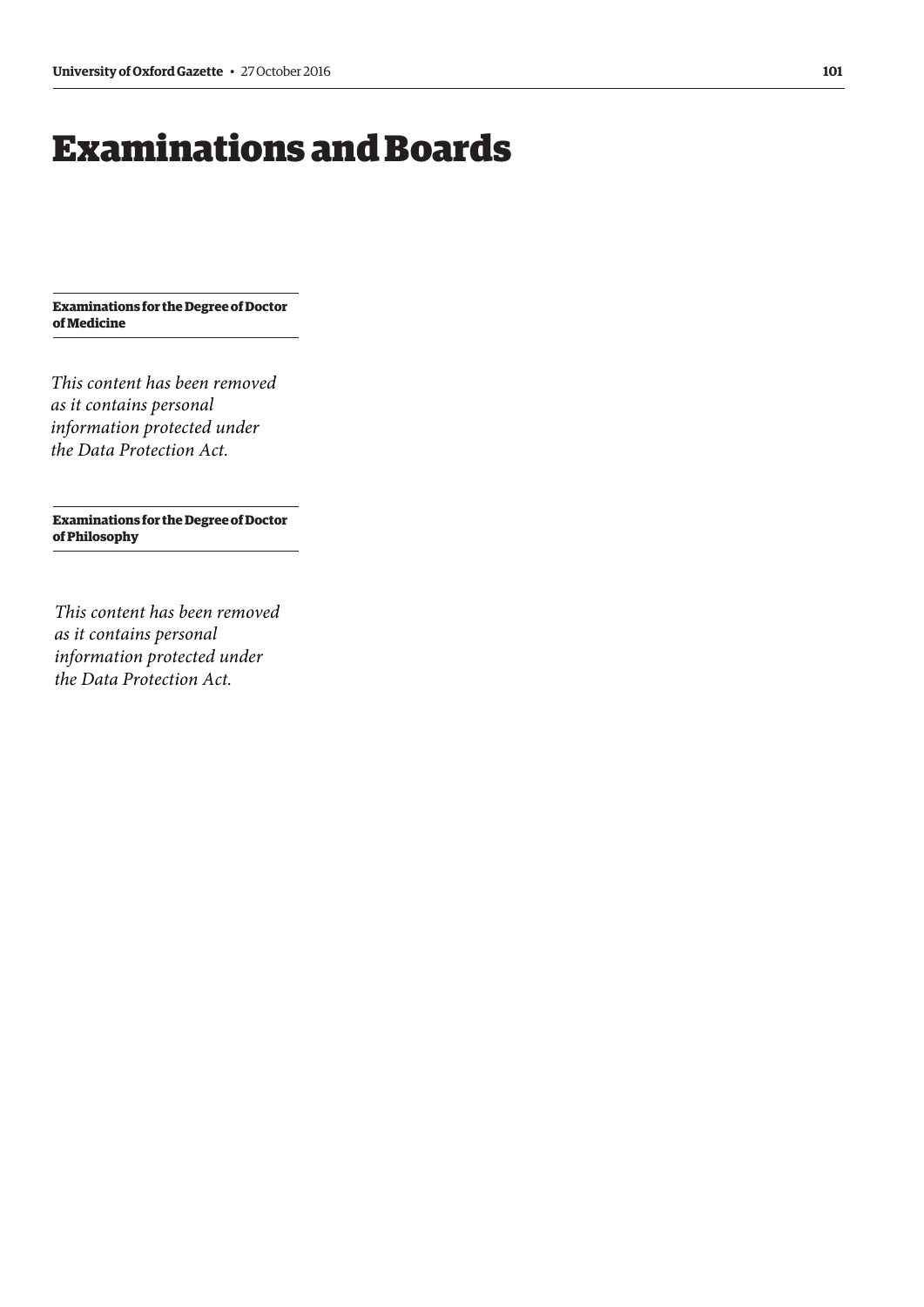# Examinations and Boards

### Examinations for the Degree of Doctor of Medicine

*This content has been removed as it contains personal information protected under the Data Protection Act.*

### Examinations for the Degree of Doctor of Philosophy

*This content has been removed as it contains personal information protected under the Data Protection Act.*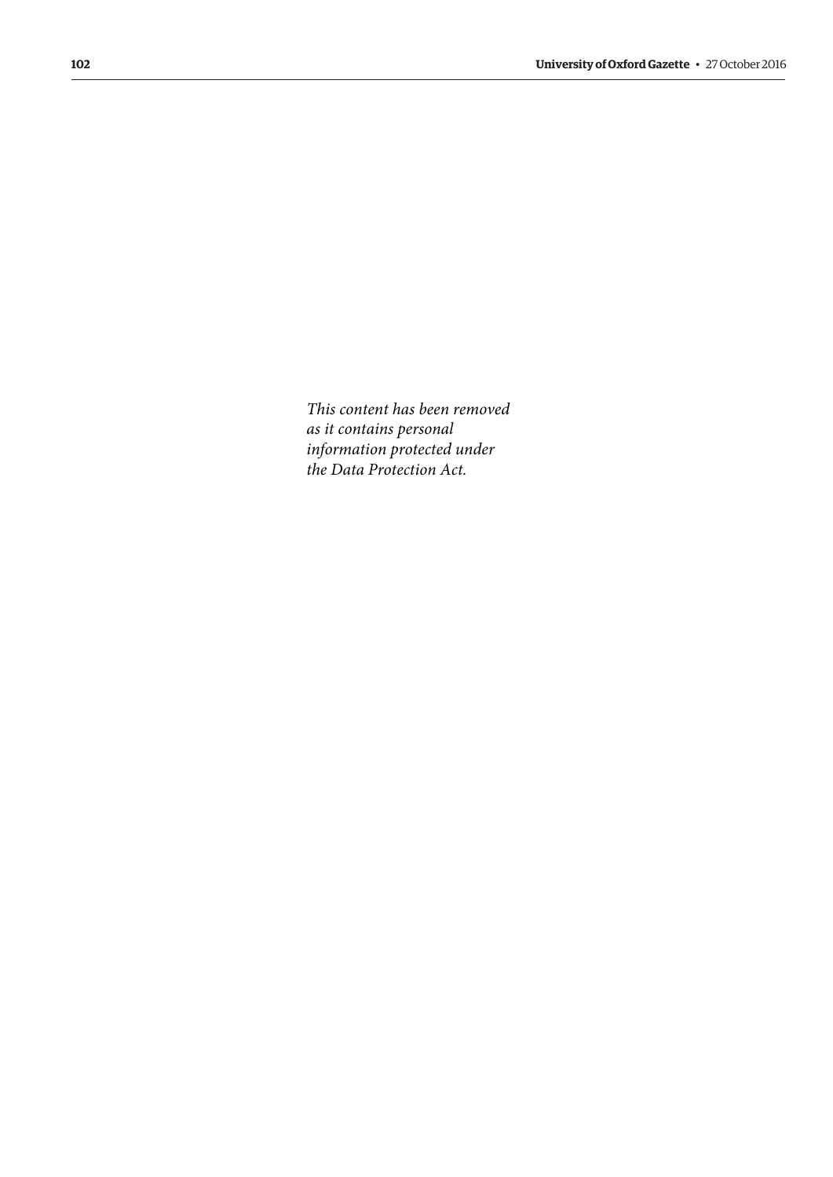*This content has been removed as it contains personal information protected under the Data Protection Act.*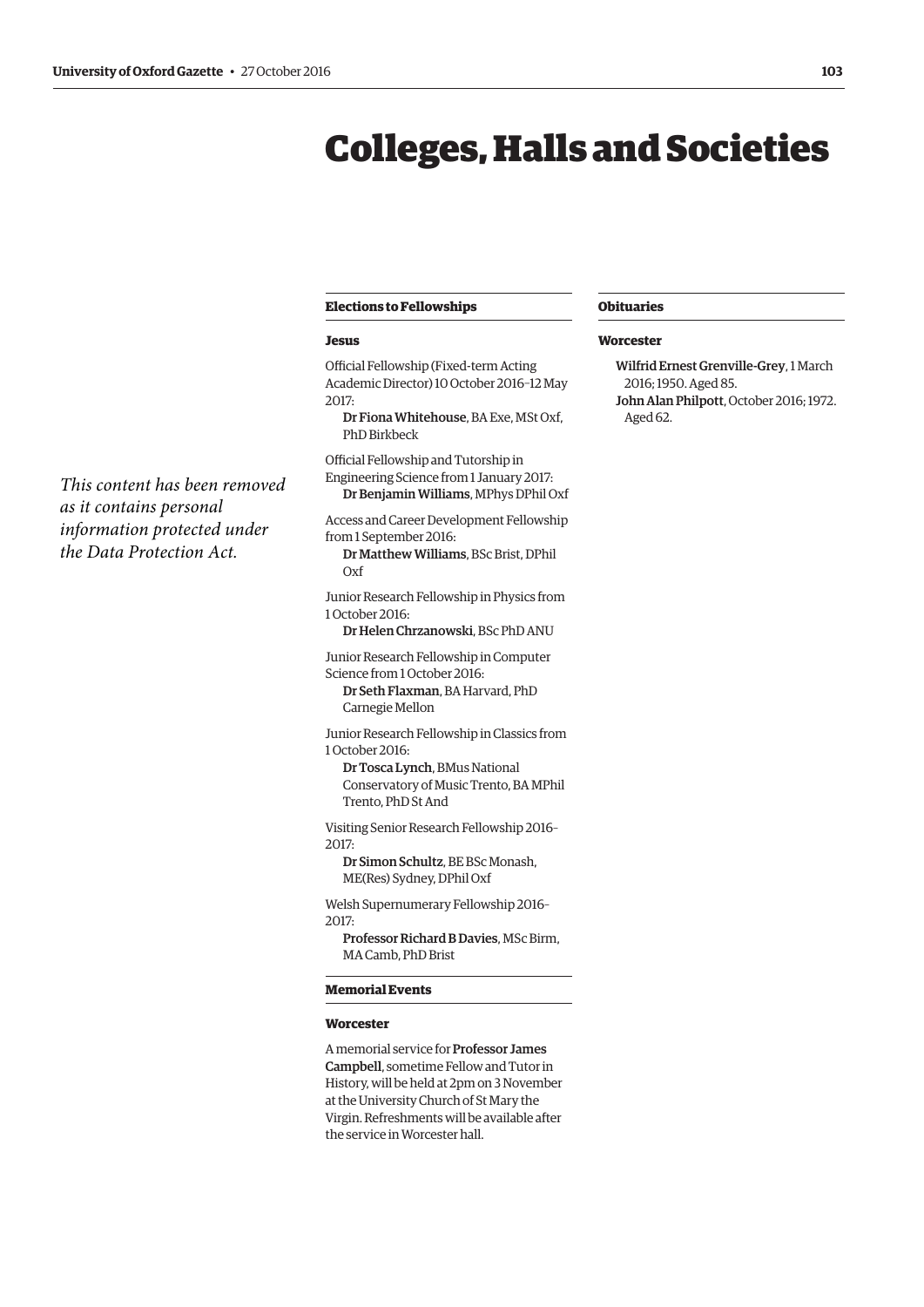# Colleges, Halls and Societies

*This content has been removed as it contains personal information protected under the Data Protection Act.*

## Elections to Fellowships

### Jesus

Official Fellowship (Fixed-term Acting Academic Director) 10 October 2016–12 May 2017:
**Dr Fiona Whitehouse**, BA Exe, MSt Oxf, PhD Birkbeck

Official Fellowship and Tutorship in Engineering Science from 1 January 2017:
**Dr Benjamin Williams**, MPhys DPhil Oxf

Access and Career Development Fellowship from 1 September 2016:
**Dr Matthew Williams**, BSc Brist, DPhil Oxf

Junior Research Fellowship in Physics from 1 October 2016:
**Dr Helen Chrzanowski**, BSc PhD ANU

Junior Research Fellowship in Computer Science from 1 October 2016:
**Dr Seth Flaxman**, BA Harvard, PhD Carnegie Mellon

Junior Research Fellowship in Classics from 1 October 2016:
**Dr Tosca Lynch**, BMus National Conservatory of Music Trento, BA MPhil Trento, PhD St And

Visiting Senior Research Fellowship 2016–2017:
**Dr Simon Schultz**, BE BSc Monash, ME(Res) Sydney, DPhil Oxf

Welsh Supernumerary Fellowship 2016–2017:
**Professor Richard B Davies**, MSc Birm, MA Camb, PhD Brist

## Memorial Events

### Worcester

A memorial service for **Professor James Campbell**, sometime Fellow and Tutor in History, will be held at 2pm on 3 November at the University Church of St Mary the Virgin. Refreshments will be available after the service in Worcester hall.

## Obituaries

### Worcester

**Wilfrid Ernest Grenville-Grey**, 1 March 2016; 1950. Aged 85.

**John Alan Philpott**, October 2016; 1972. Aged 62.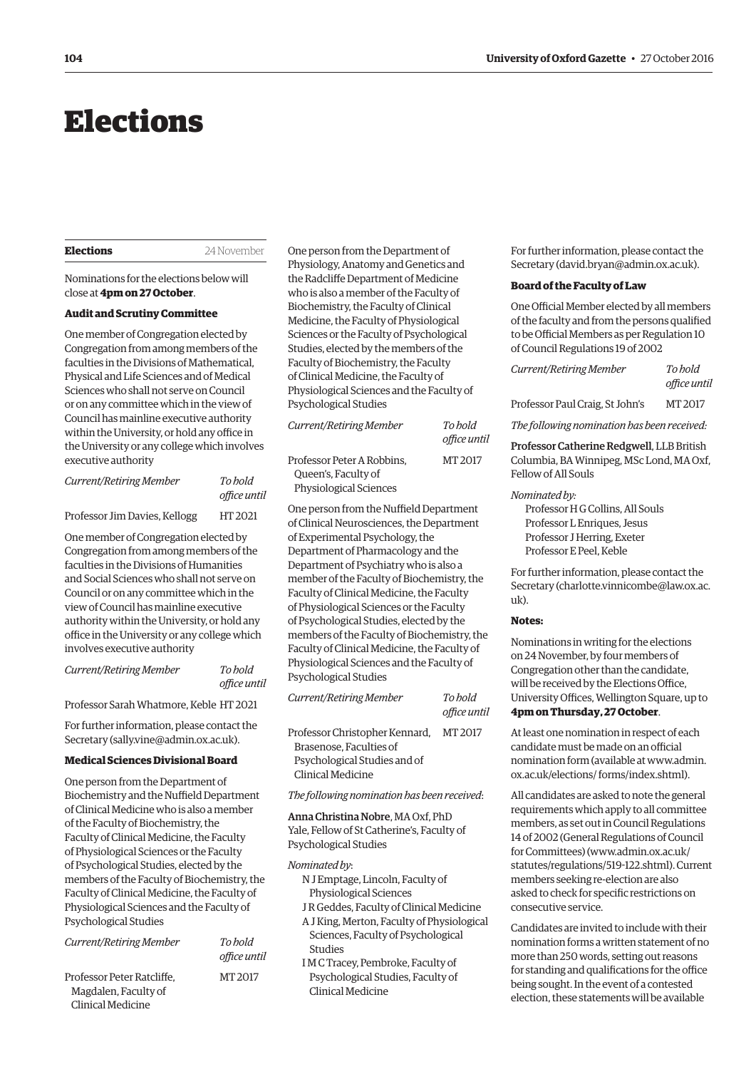# Elections

**Elections** 24 November

Nominations for the elections below will close at **4pm on 27 October**.

**Audit and Scrutiny Committee**

One member of Congregation elected by Congregation from among members of the faculties in the Divisions of Mathematical, Physical and Life Sciences and of Medical Sciences who shall not serve on Council or on any committee which in the view of Council has mainline executive authority within the University, or hold any office in the University or any college which involves executive authority

| *Current/Retiring Member* | *To hold office until* |
|---|---|
| Professor Jim Davies, Kellogg | HT 2021 |

One member of Congregation elected by Congregation from among members of the faculties in the Divisions of Humanities and Social Sciences who shall not serve on Council or on any committee which in the view of Council has mainline executive authority within the University, or hold any office in the University or any college which involves executive authority

| *Current/Retiring Member* | *To hold office until* |
|---|---|
| Professor Sarah Whatmore, Keble | HT 2021 |

For further information, please contact the Secretary (sally.vine@admin.ox.ac.uk).

**Medical Sciences Divisional Board**

One person from the Department of Biochemistry and the Nuffield Department of Clinical Medicine who is also a member of the Faculty of Biochemistry, the Faculty of Clinical Medicine, the Faculty of Physiological Sciences or the Faculty of Psychological Studies, elected by the members of the Faculty of Biochemistry, the Faculty of Clinical Medicine, the Faculty of Physiological Sciences and the Faculty of Psychological Studies

| *Current/Retiring Member* | *To hold office until* |
|---|---|
| Professor Peter Ratcliffe, Magdalen, Faculty of Clinical Medicine | MT 2017 |

One person from the Department of Physiology, Anatomy and Genetics and the Radcliffe Department of Medicine who is also a member of the Faculty of Biochemistry, the Faculty of Clinical Medicine, the Faculty of Physiological Sciences or the Faculty of Psychological Studies, elected by the members of the Faculty of Biochemistry, the Faculty of Clinical Medicine, the Faculty of Physiological Sciences and the Faculty of Psychological Studies

| *Current/Retiring Member* | *To hold office until* |
|---|---|
| Professor Peter A Robbins, Queen's, Faculty of Physiological Sciences | MT 2017 |

One person from the Nuffield Department of Clinical Neurosciences, the Department of Experimental Psychology, the Department of Pharmacology and the Department of Psychiatry who is also a member of the Faculty of Biochemistry, the Faculty of Clinical Medicine, the Faculty of Physiological Sciences or the Faculty of Psychological Studies, elected by the members of the Faculty of Biochemistry, the Faculty of Clinical Medicine, the Faculty of Physiological Sciences and the Faculty of Psychological Studies

| *Current/Retiring Member* | *To hold office until* |
|---|---|
| Professor Christopher Kennard, Brasenose, Faculties of Psychological Studies and of Clinical Medicine | MT 2017 |

*The following nomination has been received*:

**Anna Christina Nobre**, MA Oxf, PhD Yale, Fellow of St Catherine's, Faculty of Psychological Studies

*Nominated by*:

- N J Emptage, Lincoln, Faculty of Physiological Sciences
- J R Geddes, Faculty of Clinical Medicine
- A J King, Merton, Faculty of Physiological Sciences, Faculty of Psychological Studies
- I M C Tracey, Pembroke, Faculty of Psychological Studies, Faculty of Clinical Medicine

For further information, please contact the Secretary (david.bryan@admin.ox.ac.uk).

**Board of the Faculty of Law**

One Official Member elected by all members of the faculty and from the persons qualified to be Official Members as per Regulation 10 of Council Regulations 19 of 2002

| *Current/Retiring Member* | *To hold office until* |
|---|---|
| Professor Paul Craig, St John's | MT 2017 |

*The following nomination has been received:*

**Professor Catherine Redgwell**, LLB British Columbia, BA Winnipeg, MSc Lond, MA Oxf, Fellow of All Souls

*Nominated by:*

- Professor H G Collins, All Souls
- Professor L Enriques, Jesus
- Professor J Herring, Exeter
- Professor E Peel, Keble

For further information, please contact the Secretary (charlotte.vinnicombe@law.ox.ac.uk).

**Notes:**

Nominations in writing for the elections on 24 November, by four members of Congregation other than the candidate, will be received by the Elections Office, University Offices, Wellington Square, up to **4pm on Thursday, 27 October**.

At least one nomination in respect of each candidate must be made on an official nomination form (available at www.admin.ox.ac.uk/elections/ forms/index.shtml).

All candidates are asked to note the general requirements which apply to all committee members, as set out in Council Regulations 14 of 2002 (General Regulations of Council for Committees) (www.admin.ox.ac.uk/statutes/regulations/519-122.shtml). Current members seeking re-election are also asked to check for specific restrictions on consecutive service.

Candidates are invited to include with their nomination forms a written statement of no more than 250 words, setting out reasons for standing and qualifications for the office being sought. In the event of a contested election, these statements will be available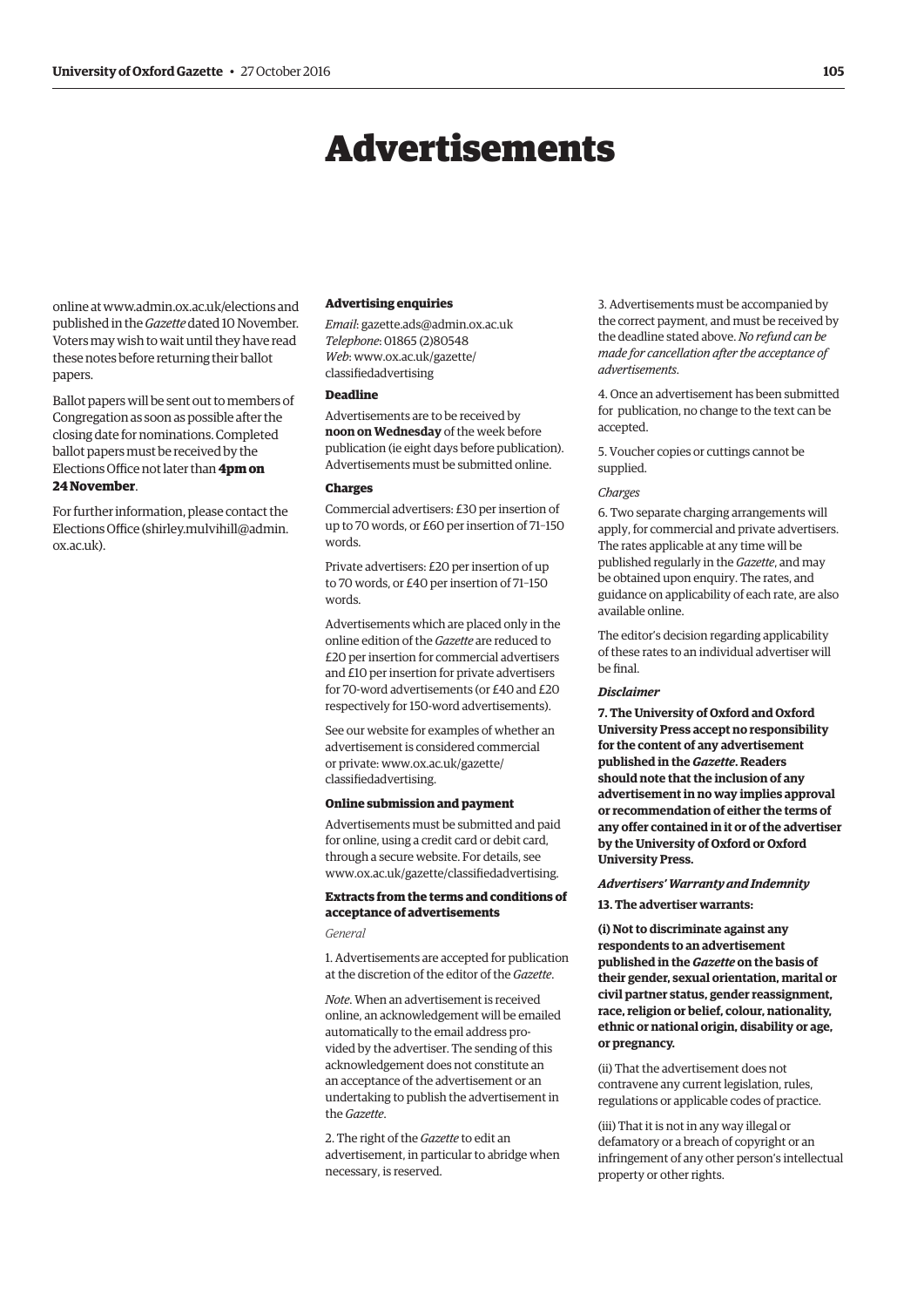# Advertisements

online at www.admin.ox.ac.uk/elections and published in the *Gazette* dated 10 November. Voters may wish to wait until they have read these notes before returning their ballot papers.

Ballot papers will be sent out to members of Congregation as soon as possible after the closing date for nominations. Completed ballot papers must be received by the Elections Office not later than **4pm on 24 November**.

For further information, please contact the Elections Office (shirley.mulvihill@admin.ox.ac.uk).

#### Advertising enquiries

*Email*: gazette.ads@admin.ox.ac.uk
*Telephone*: 01865 (2)80548
*Web*: www.ox.ac.uk/gazette/classifiedadvertising

#### Deadline

Advertisements are to be received by **noon on Wednesday** of the week before publication (ie eight days before publication). Advertisements must be submitted online.

#### Charges

Commercial advertisers: £30 per insertion of up to 70 words, or £60 per insertion of 71–150 words.

Private advertisers: £20 per insertion of up to 70 words, or £40 per insertion of 71–150 words.

Advertisements which are placed only in the online edition of the *Gazette* are reduced to £20 per insertion for commercial advertisers and £10 per insertion for private advertisers for 70-word advertisements (or £40 and £20 respectively for 150-word advertisements).

See our website for examples of whether an advertisement is considered commercial or private: www.ox.ac.uk/gazette/classifiedadvertising.

#### Online submission and payment

Advertisements must be submitted and paid for online, using a credit card or debit card, through a secure website. For details, see www.ox.ac.uk/gazette/classifiedadvertising.

#### Extracts from the terms and conditions of acceptance of advertisements

*General*

1. Advertisements are accepted for publication at the discretion of the editor of the *Gazette*.

*Note*. When an advertisement is received online, an acknowledgement will be emailed automatically to the email address provided by the advertiser. The sending of this acknowledgement does not constitute an an acceptance of the advertisement or an undertaking to publish the advertisement in the *Gazette*.

2. The right of the *Gazette* to edit an advertisement, in particular to abridge when necessary, is reserved.

3. Advertisements must be accompanied by the correct payment, and must be received by the deadline stated above. *No refund can be made for cancellation after the acceptance of advertisements*.

4. Once an advertisement has been submitted for publication, no change to the text can be accepted.

5. Voucher copies or cuttings cannot be supplied.

*Charges*

6. Two separate charging arrangements will apply, for commercial and private advertisers. The rates applicable at any time will be published regularly in the *Gazette*, and may be obtained upon enquiry. The rates, and guidance on applicability of each rate, are also available online.

The editor's decision regarding applicability of these rates to an individual advertiser will be final.

***Disclaimer***

**7. The University of Oxford and Oxford University Press accept no responsibility for the content of any advertisement published in the *Gazette*. Readers should note that the inclusion of any advertisement in no way implies approval or recommendation of either the terms of any offer contained in it or of the advertiser by the University of Oxford or Oxford University Press.**

***Advertisers' Warranty and Indemnity***

**13. The advertiser warrants:**

**(i) Not to discriminate against any respondents to an advertisement published in the *Gazette* on the basis of their gender, sexual orientation, marital or civil partner status, gender reassignment, race, religion or belief, colour, nationality, ethnic or national origin, disability or age, or pregnancy.**

(ii) That the advertisement does not contravene any current legislation, rules, regulations or applicable codes of practice.

(iii) That it is not in any way illegal or defamatory or a breach of copyright or an infringement of any other person's intellectual property or other rights.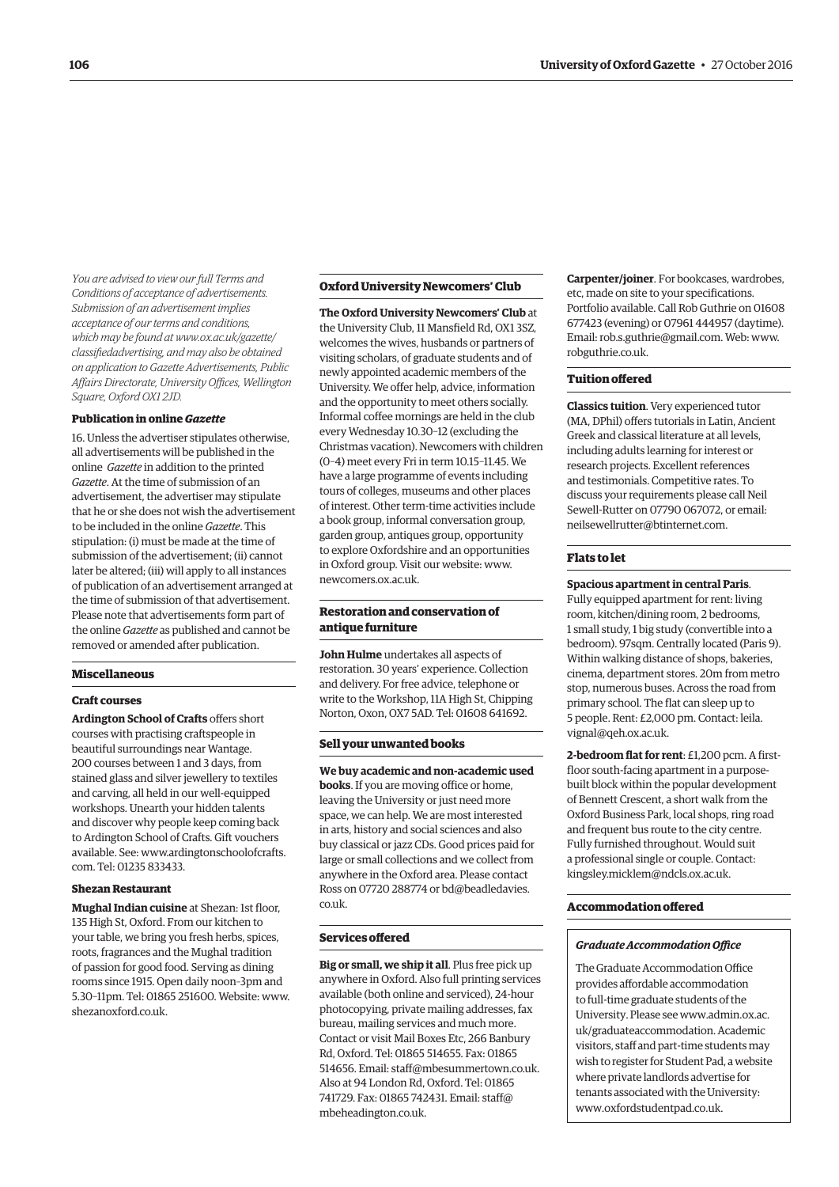*You are advised to view our full Terms and Conditions of acceptance of advertisements. Submission of an advertisement implies acceptance of our terms and conditions, which may be found at www.ox.ac.uk/gazette/classifiedadvertising, and may also be obtained on application to Gazette Advertisements, Public Affairs Directorate, University Offices, Wellington Square, Oxford OX1 2JD.*

### Publication in online *Gazette*

16. Unless the advertiser stipulates otherwise, all advertisements will be published in the online *Gazette* in addition to the printed *Gazette*. At the time of submission of an advertisement, the advertiser may stipulate that he or she does not wish the advertisement to be included in the online *Gazette*. This stipulation: (i) must be made at the time of submission of the advertisement; (ii) cannot later be altered; (iii) will apply to all instances of publication of an advertisement arranged at the time of submission of that advertisement. Please note that advertisements form part of the online *Gazette* as published and cannot be removed or amended after publication.

## Miscellaneous

### Craft courses

**Ardington School of Crafts** offers short courses with practising craftspeople in beautiful surroundings near Wantage. 200 courses between 1 and 3 days, from stained glass and silver jewellery to textiles and carving, all held in our well-equipped workshops. Unearth your hidden talents and discover why people keep coming back to Ardington School of Crafts. Gift vouchers available. See: www.ardingtonschoolofcrafts.com. Tel: 01235 833433.

### Shezan Restaurant

**Mughal Indian cuisine** at Shezan: 1st floor, 135 High St, Oxford. From our kitchen to your table, we bring you fresh herbs, spices, roots, fragrances and the Mughal tradition of passion for good food. Serving as dining rooms since 1915. Open daily noon–3pm and 5.30–11pm. Tel: 01865 251600. Website: www.shezanoxford.co.uk.

### Oxford University Newcomers' Club

**The Oxford University Newcomers' Club** at the University Club, 11 Mansfield Rd, OX1 3SZ, welcomes the wives, husbands or partners of visiting scholars, of graduate students and of newly appointed academic members of the University. We offer help, advice, information and the opportunity to meet others socially. Informal coffee mornings are held in the club every Wednesday 10.30–12 (excluding the Christmas vacation). Newcomers with children (0–4) meet every Fri in term 10.15–11.45. We have a large programme of events including tours of colleges, museums and other places of interest. Other term-time activities include a book group, informal conversation group, garden group, antiques group, opportunity to explore Oxfordshire and an opportunities in Oxford group. Visit our website: www.newcomers.ox.ac.uk.

### Restoration and conservation of antique furniture

**John Hulme** undertakes all aspects of restoration. 30 years' experience. Collection and delivery. For free advice, telephone or write to the Workshop, 11A High St, Chipping Norton, Oxon, OX7 5AD. Tel: 01608 641692.

### Sell your unwanted books

**We buy academic and non-academic used books**. If you are moving office or home, leaving the University or just need more space, we can help. We are most interested in arts, history and social sciences and also buy classical or jazz CDs. Good prices paid for large or small collections and we collect from anywhere in the Oxford area. Please contact Ross on 07720 288774 or bd@beadledavies.co.uk.

### Services offered

**Big or small, we ship it all**. Plus free pick up anywhere in Oxford. Also full printing services available (both online and serviced), 24-hour photocopying, private mailing addresses, fax bureau, mailing services and much more. Contact or visit Mail Boxes Etc, 266 Banbury Rd, Oxford. Tel: 01865 514655. Fax: 01865 514656. Email: staff@mbesummertown.co.uk. Also at 94 London Rd, Oxford. Tel: 01865 741729. Fax: 01865 742431. Email: staff@mbeheadington.co.uk.

**Carpenter/joiner**. For bookcases, wardrobes, etc, made on site to your specifications. Portfolio available. Call Rob Guthrie on 01608 677423 (evening) or 07961 444957 (daytime). Email: rob.s.guthrie@gmail.com. Web: www.robguthrie.co.uk.

### Tuition offered

**Classics tuition**. Very experienced tutor (MA, DPhil) offers tutorials in Latin, Ancient Greek and classical literature at all levels, including adults learning for interest or research projects. Excellent references and testimonials. Competitive rates. To discuss your requirements please call Neil Sewell-Rutter on 07790 067072, or email: neilsewellrutter@btinternet.com.

### Flats to let

**Spacious apartment in central Paris**. Fully equipped apartment for rent: living room, kitchen/dining room, 2 bedrooms, 1 small study, 1 big study (convertible into a bedroom). 97sqm. Centrally located (Paris 9). Within walking distance of shops, bakeries, cinema, department stores. 20m from metro stop, numerous buses. Across the road from primary school. The flat can sleep up to 5 people. Rent: £2,000 pm. Contact: leila.vignal@qeh.ox.ac.uk.

**2-bedroom flat for rent**: £1,200 pcm. A first-floor south-facing apartment in a purpose-built block within the popular development of Bennett Crescent, a short walk from the Oxford Business Park, local shops, ring road and frequent bus route to the city centre. Fully furnished throughout. Would suit a professional single or couple. Contact: kingsley.micklem@ndcls.ox.ac.uk.

### Accommodation offered

#### *Graduate Accommodation Office*

The Graduate Accommodation Office provides affordable accommodation to full-time graduate students of the University. Please see www.admin.ox.ac.uk/graduateaccommodation. Academic visitors, staff and part-time students may wish to register for Student Pad, a website where private landlords advertise for tenants associated with the University: www.oxfordstudentpad.co.uk.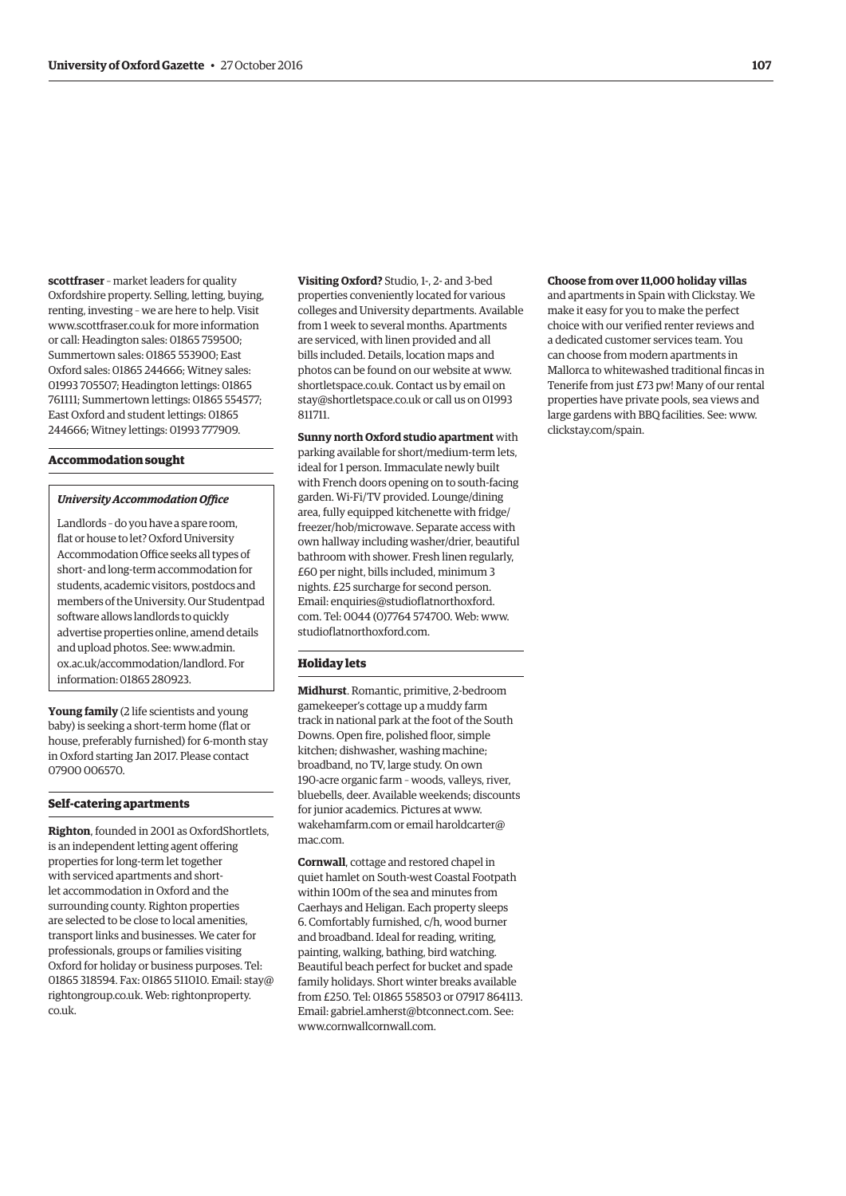**scottfraser** – market leaders for quality Oxfordshire property. Selling, letting, buying, renting, investing – we are here to help. Visit www.scottfraser.co.uk for more information or call: Headington sales: 01865 759500; Summertown sales: 01865 553900; East Oxford sales: 01865 244666; Witney sales: 01993 705507; Headington lettings: 01865 761111; Summertown lettings: 01865 554577; East Oxford and student lettings: 01865 244666; Witney lettings: 01993 777909.

### Accommodation sought

***University Accommodation Office***

Landlords – do you have a spare room, flat or house to let? Oxford University Accommodation Office seeks all types of short- and long-term accommodation for students, academic visitors, postdocs and members of the University. Our Studentpad software allows landlords to quickly advertise properties online, amend details and upload photos. See: www.admin.ox.ac.uk/accommodation/landlord. For information: 01865 280923.

**Young family** (2 life scientists and young baby) is seeking a short-term home (flat or house, preferably furnished) for 6-month stay in Oxford starting Jan 2017. Please contact 07900 006570.

### Self-catering apartments

**Righton**, founded in 2001 as OxfordShortlets, is an independent letting agent offering properties for long-term let together with serviced apartments and short-let accommodation in Oxford and the surrounding county. Righton properties are selected to be close to local amenities, transport links and businesses. We cater for professionals, groups or families visiting Oxford for holiday or business purposes. Tel: 01865 318594. Fax: 01865 511010. Email: stay@rightongroup.co.uk. Web: rightonproperty.co.uk.

**Visiting Oxford?** Studio, 1-, 2- and 3-bed properties conveniently located for various colleges and University departments. Available from 1 week to several months. Apartments are serviced, with linen provided and all bills included. Details, location maps and photos can be found on our website at www.shortletspace.co.uk. Contact us by email on stay@shortletspace.co.uk or call us on 01993 811711.

**Sunny north Oxford studio apartment** with parking available for short/medium-term lets, ideal for 1 person. Immaculate newly built with French doors opening on to south-facing garden. Wi-Fi/TV provided. Lounge/dining area, fully equipped kitchenette with fridge/freezer/hob/microwave. Separate access with own hallway including washer/drier, beautiful bathroom with shower. Fresh linen regularly, £60 per night, bills included, minimum 3 nights. £25 surcharge for second person. Email: enquiries@studioflatnorthoxford.com. Tel: 0044 (0)7764 574700. Web: www.studioflatnorthoxford.com.

### Holiday lets

**Midhurst**. Romantic, primitive, 2-bedroom gamekeeper's cottage up a muddy farm track in national park at the foot of the South Downs. Open fire, polished floor, simple kitchen; dishwasher, washing machine; broadband, no TV, large study. On own 190-acre organic farm – woods, valleys, river, bluebells, deer. Available weekends; discounts for junior academics. Pictures at www.wakehamfarm.com or email haroldcarter@mac.com.

**Cornwall**, cottage and restored chapel in quiet hamlet on South-west Coastal Footpath within 100m of the sea and minutes from Caerhays and Heligan. Each property sleeps 6. Comfortably furnished, c/h, wood burner and broadband. Ideal for reading, writing, painting, walking, bathing, bird watching. Beautiful beach perfect for bucket and spade family holidays. Short winter breaks available from £250. Tel: 01865 558503 or 07917 864113. Email: gabriel.amherst@btconnect.com. See: www.cornwallcornwall.com.

**Choose from over 11,000 holiday villas** and apartments in Spain with Clickstay. We make it easy for you to make the perfect choice with our verified renter reviews and a dedicated customer services team. You can choose from modern apartments in Mallorca to whitewashed traditional fincas in Tenerife from just £73 pw! Many of our rental properties have private pools, sea views and large gardens with BBQ facilities. See: www.clickstay.com/spain.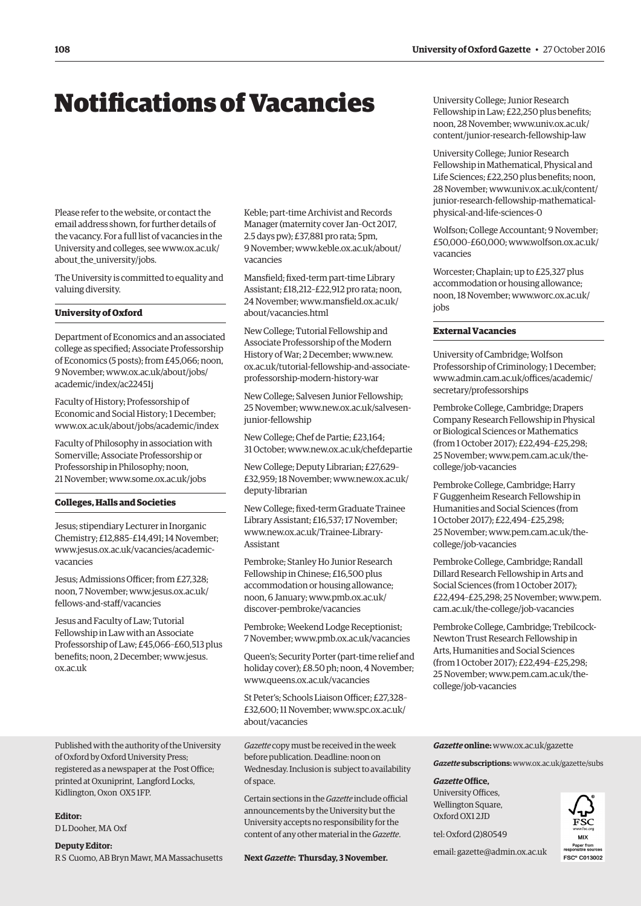# Notifications of Vacancies

Please refer to the website, or contact the email address shown, for further details of the vacancy. For a full list of vacancies in the University and colleges, see www.ox.ac.uk/about_the_university/jobs.

The University is committed to equality and valuing diversity.

### University of Oxford

Department of Economics and an associated college as specified; Associate Professorship of Economics (5 posts); from £45,066; noon, 9 November; www.ox.ac.uk/about/jobs/academic/index/ac22451j

Faculty of History; Professorship of Economic and Social History; 1 December; www.ox.ac.uk/about/jobs/academic/index

Faculty of Philosophy in association with Somerville; Associate Professorship or Professorship in Philosophy; noon, 21 November; www.some.ox.ac.uk/jobs

### Colleges, Halls and Societies

Jesus; stipendiary Lecturer in Inorganic Chemistry; £12,885–£14,491; 14 November; www.jesus.ox.ac.uk/vacancies/academic-vacancies

Jesus; Admissions Officer; from £27,328; noon, 7 November; www.jesus.ox.ac.uk/fellows-and-staff/vacancies

Jesus and Faculty of Law; Tutorial Fellowship in Law with an Associate Professorship of Law; £45,066–£60,513 plus benefits; noon, 2 December; www.jesus.ox.ac.uk

Keble; part-time Archivist and Records Manager (maternity cover Jan–Oct 2017, 2.5 days pw); £37,881 pro rata; 5pm, 9 November; www.keble.ox.ac.uk/about/vacancies

Mansfield; fixed-term part-time Library Assistant; £18,212–£22,912 pro rata; noon, 24 November; www.mansfield.ox.ac.uk/about/vacancies.html

New College; Tutorial Fellowship and Associate Professorship of the Modern History of War; 2 December; www.new.ox.ac.uk/tutorial-fellowship-and-associate-professorship-modern-history-war

New College; Salvesen Junior Fellowship; 25 November; www.new.ox.ac.uk/salvesen-junior-fellowship

New College; Chef de Partie; £23,164; 31 October; www.new.ox.ac.uk/chefdepartie

New College; Deputy Librarian; £27,629–£32,959; 18 November; www.new.ox.ac.uk/deputy-librarian

New College; fixed-term Graduate Trainee Library Assistant; £16,537; 17 November; www.new.ox.ac.uk/Trainee-Library-Assistant

Pembroke; Stanley Ho Junior Research Fellowship in Chinese; £16,500 plus accommodation or housing allowance; noon, 6 January; www.pmb.ox.ac.uk/discover-pembroke/vacancies

Pembroke; Weekend Lodge Receptionist; 7 November; www.pmb.ox.ac.uk/vacancies

Queen's; Security Porter (part-time relief and holiday cover); £8.50 ph; noon, 4 November; www.queens.ox.ac.uk/vacancies

St Peter's; Schools Liaison Officer; £27,328–£32,600; 11 November; www.spc.ox.ac.uk/about/vacancies

University College; Junior Research Fellowship in Law; £22,250 plus benefits; noon, 28 November; www.univ.ox.ac.uk/content/junior-research-fellowship-law

University College; Junior Research Fellowship in Mathematical, Physical and Life Sciences; £22,250 plus benefits; noon, 28 November; www.univ.ox.ac.uk/content/junior-research-fellowship-mathematical-physical-and-life-sciences-0

Wolfson; College Accountant; 9 November; £50,000–£60,000; www.wolfson.ox.ac.uk/vacancies

Worcester; Chaplain; up to £25,327 plus accommodation or housing allowance; noon, 18 November; www.worc.ox.ac.uk/jobs

### External Vacancies

University of Cambridge; Wolfson Professorship of Criminology; 1 December; www.admin.cam.ac.uk/offices/academic/secretary/professorships

Pembroke College, Cambridge; Drapers Company Research Fellowship in Physical or Biological Sciences or Mathematics (from 1 October 2017); £22,494–£25,298; 25 November; www.pem.cam.ac.uk/the-college/job-vacancies

Pembroke College, Cambridge; Harry F Guggenheim Research Fellowship in Humanities and Social Sciences (from 1 October 2017); £22,494–£25,298; 25 November; www.pem.cam.ac.uk/the-college/job-vacancies

Pembroke College, Cambridge; Randall Dillard Research Fellowship in Arts and Social Sciences (from 1 October 2017); £22,494–£25,298; 25 November; www.pem.cam.ac.uk/the-college/job-vacancies

Pembroke College, Cambridge; Trebilcock-Newton Trust Research Fellowship in Arts, Humanities and Social Sciences (from 1 October 2017); £22,494–£25,298; 25 November; www.pem.cam.ac.uk/the-college/job-vacancies

---

Published with the authority of the University of Oxford by Oxford University Press; registered as a newspaper at the Post Office; printed at Oxuniprint, Langford Locks, Kidlington, Oxon OX5 1FP.

**Editor:**
D L Dooher, MA Oxf

**Deputy Editor:**
R S Cuomo, AB Bryn Mawr, MA Massachusetts

*Gazette* copy must be received in the week before publication. Deadline: noon on Wednesday. Inclusion is subject to availability of space.

Certain sections in the *Gazette* include official announcements by the University but the University accepts no responsibility for the content of any other material in the *Gazette*.

**Next *Gazette*: Thursday, 3 November.**

***Gazette* online:** www.ox.ac.uk/gazette

***Gazette* subscriptions:** www.ox.ac.uk/gazette/subs

***Gazette* Office,**
University Offices,
Wellington Square,
Oxford OX1 2JD

tel: Oxford (2)80549

email: gazette@admin.ox.ac.uk

FSC www.fsc.org MIX Paper from responsible sources FSC® C013002